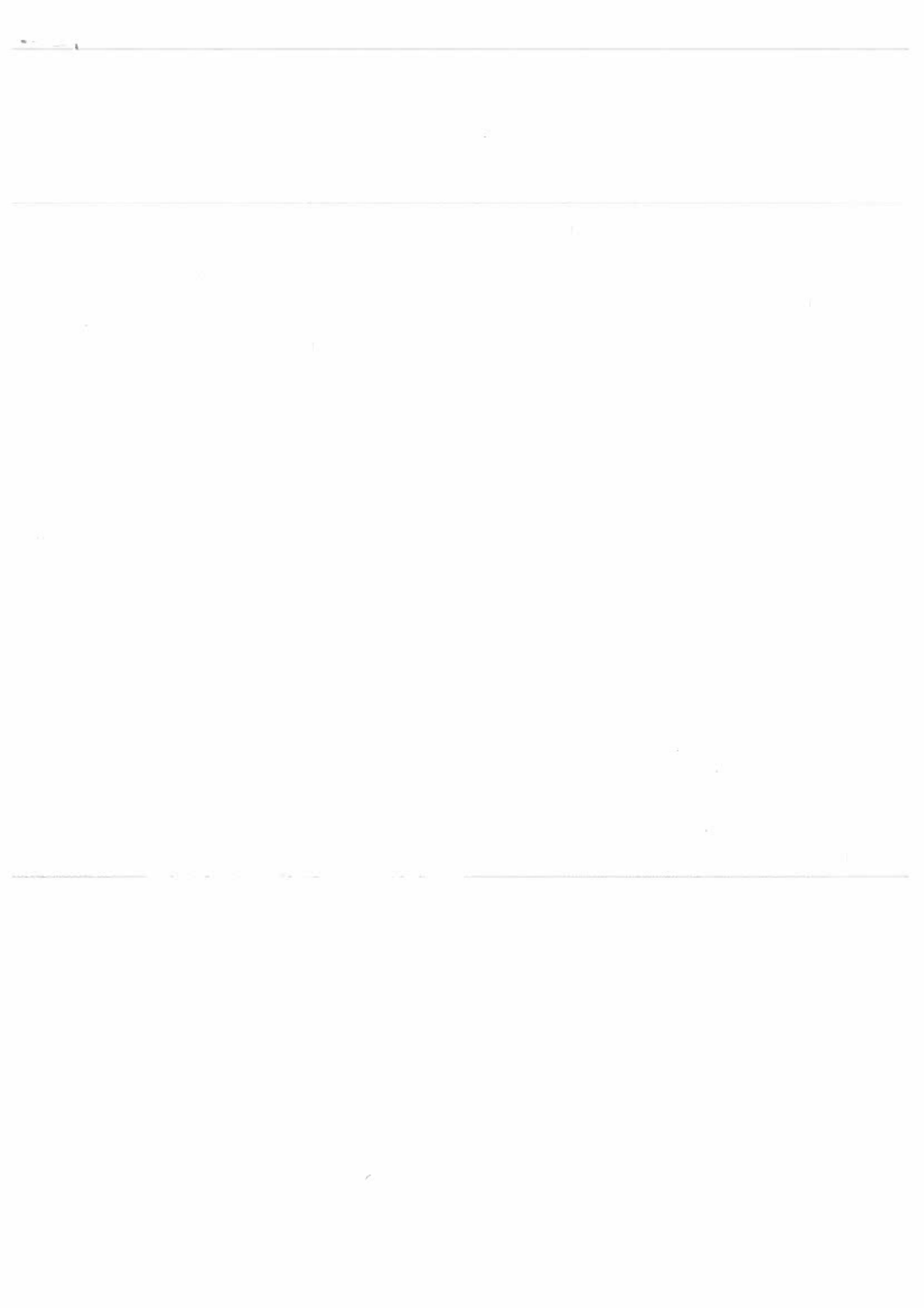# **BLACKPOOL BOROUGH COUNCIL THE BOROUGH OF BLACKPOOL (TOWN CENTRE) (VARIOUS RESTRICTIONS) AND (REVOCATIONS) ORDER 2009**

The Council of the Borough of Blackpool (hereinafter called "the Council") in exercise of its powers under Sections 1, 2, 4 and 124 and Part IV of Schedule 9 of the Road Traffic Regulation Act 1984 and after consultation with the Chief Officer of Police in accordance with Part III of Schedule 9 of the said Act of 1984 and in exercise of its powers under the Traffic Management Act 2004 and the Road Traffic (Permitted Parking Area and Special Parking Area) (Borough of Blackpool) Order 2003 (Statutory Instrument No. 2677) and of all other enabling powers hereby make the following Order:-

 $1.$  IN this order, except where the content otherwise requires, the following expression shall have the meaning hereby assigned to it, respectfully, that is to say:-

"penalty charge" **means** the charge imposed under **legislation** in respect of parking contraventions that are subject to civil enforcement;

`vehicle' shall not be taken to include non motorised vehicles

"local bus" means a public service vehicle used for the provision of a local service not being an excursion or tour;

"coach" means a mechanically propelled vehicle (not being a goods vehicle) constructed or adapted for the carriage of more than thirteen passengers exclusive of the driver

2. NO person **shall cause** or permit any vehicle to wait at any **time in a** length of road referred to in Schedule 1 of this Order.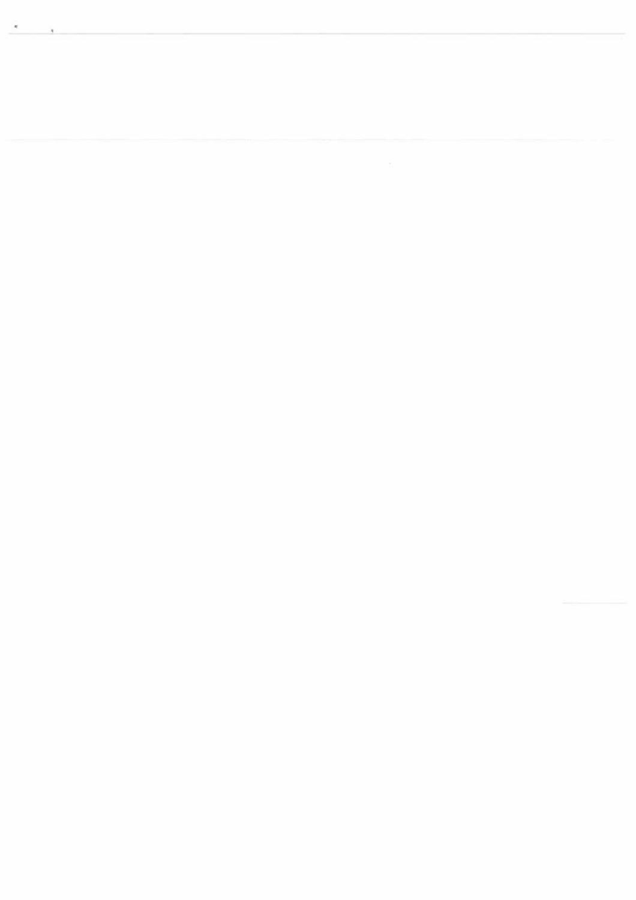3. NO person **shall cause** or permit any vehicle to wait for the purpose of **loading or unloading at any time in any of the lengths of road described in** Schedule 2 of this Order.

 **NO person shall cause or permit any vehicle other than a coach to wait 4.** at any time in the length of road described in Schedule 3 of this Order.

5. NO person shall cause a coach to wait for a period exceeding 15 minutes in the length of road referred to in schedule 3 of this Order or to **return for a further period of waiting in the same length of road if a period of less than 30 minutes has elapsed since the termination of a previous period of waiting by the same coach in the said length of road.**

6. NOTHING in Article 4 or 5 of this Order shall render it unlawful to cause or permit any vehicle to wait in the length of road referred to in **Schedule 3 for so long as may be necessary:-**

- **1. If the vehicle is being used for emergency Fire and Rescue Service,** Ambulance or Police purposes;
- **2. If the vehicle, not being a passenger carrying vehicle, is being used in the service of a local authority in pursuance of statutory powers or** duties provided that it is reasonably necessary in the exercise of such powers or in the performance of such duties for the vehicle to wait in the place in which it is waiting;
- 3. to enable the vehicle, if it cannot conveniently be used for such **purpose in any other road, to be used in connection with any building** or demolition operations, the removal of any obstruction to traffic, the maintenance, improvement or reconstruction of any of the lengths of road so referred to or the laying, erection or alteration or repair in or **near to any of the said lengths of roads or any sewer or of any main, pipe or apparatus for the supply of gas, water or electricity or of any telegraph apparatus as defined in paragraph 1(1) of the** Telecommunications Code contained in the Second Schedule to the Telecommunications Act 1984;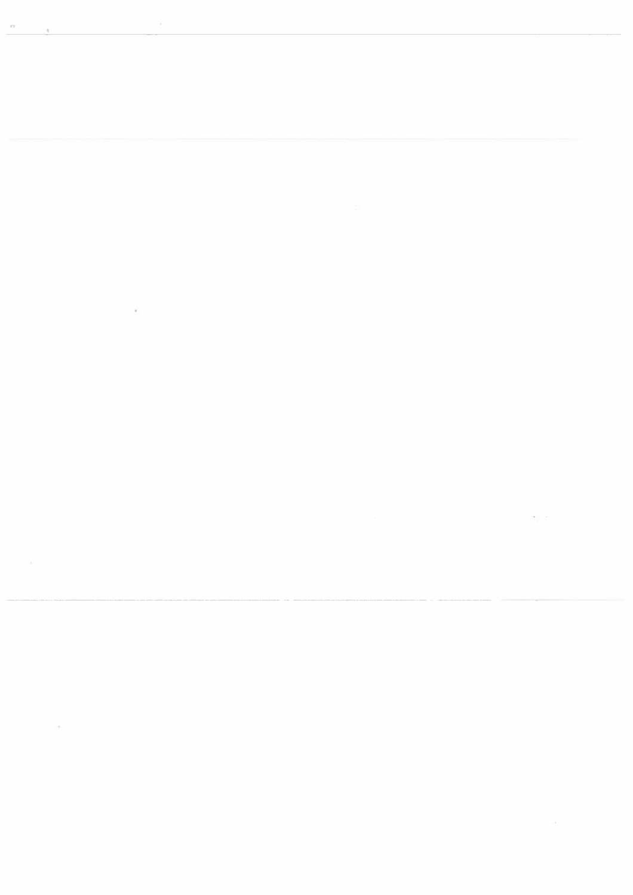- 4. if the vehicle is in the service of or employed by the Post Office and is **waiting in any affected length or road whilst postal packets, as defined in Section 87 of the Post Office Act 1953, addressed to premises adjacent to that length or road are being unloaded from any vehicle or having been unloaded therefrom are being delivered or while postal packets are being collected from premises or posting boxes adjacent to that length or road;**
- **5. if the vehicle is waiting only for so long as may be reasonably necessary while a gate or barrier is opened or closed to allow access or departure to or from adjacent premises;**
- **6. if the vehicle is waiting owing to the driver being prevented from proceeding by circumstances beyond his control, or the driver has been told to wait by a police constable in uniform, or such waiting is necessary in order to avoid an accident;**

**7. IF a vehicle is left or abandoned in a length of road or in any other location whatsoever to which any provision of this Order applies in contravention of any of the provisions of this Order a penalty charge shall be payable and**/**or the vehicle may be removed from that location.**

8. NOTWITHSTANDING any of the foregoing provisions of this Order the Council may **at its discretion (including requiring an administration fee) issue a dispensation allowing a specific vehicle to wait in a length of road or any other location whatsoever to which any provision of this Order applies during the hours of operation of any restriction or prohibition to the contrary.**

 THE provisions in Schedule 2 Part 1 of The Consolidation of Waiting 9. **Restrictions, On Street Parking Places, Residents' Parking Places and Protection of Bus Stops) Order 2003 are hereby revoked so far as the lengths of road specified in Schedule 4 to this Order are concerned.**

10. SAVE as provided in Article 9 of this Order, the 2003 Order shall **remain in full force and effect.**